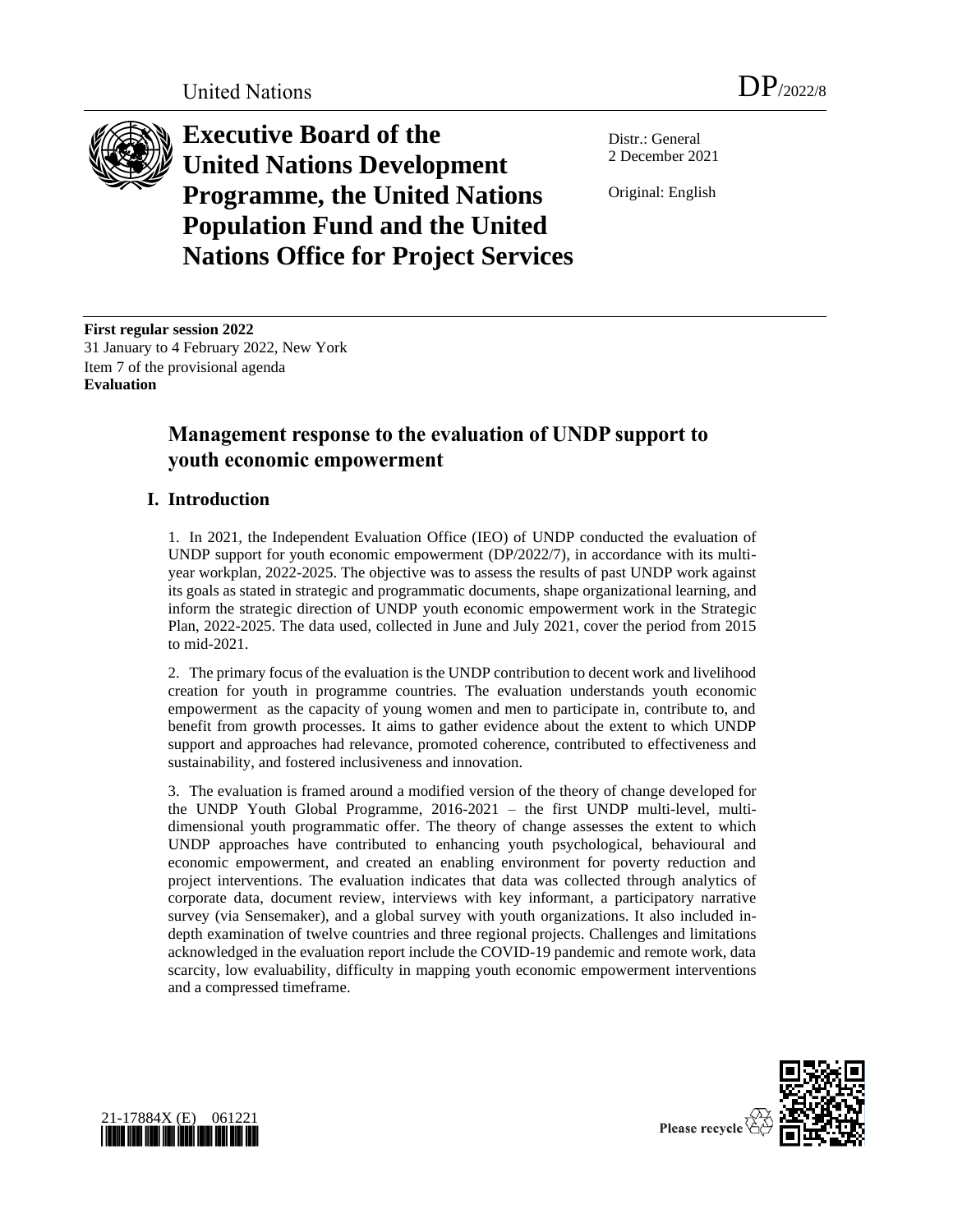United Nations DP/2022/8

# Executive Board of the United Nations Development Programme, the United Nations Population Fund and the United Nations Office for Project Services

Distr.: General
2 December 2021

Original: English

**First regular session 2022**
31 January to 4 February 2022, New York
Item 7 of the provisional agenda
**Evaluation**

## Management response to the evaluation of UNDP support to youth economic empowerment

## I. Introduction

1. In 2021, the Independent Evaluation Office (IEO) of UNDP conducted the evaluation of UNDP support for youth economic empowerment (DP/2022/7), in accordance with its multi-year workplan, 2022-2025. The objective was to assess the results of past UNDP work against its goals as stated in strategic and programmatic documents, shape organizational learning, and inform the strategic direction of UNDP youth economic empowerment work in the Strategic Plan, 2022-2025. The data used, collected in June and July 2021, cover the period from 2015 to mid-2021.

2. The primary focus of the evaluation is the UNDP contribution to decent work and livelihood creation for youth in programme countries. The evaluation understands youth economic empowerment as the capacity of young women and men to participate in, contribute to, and benefit from growth processes. It aims to gather evidence about the extent to which UNDP support and approaches had relevance, promoted coherence, contributed to effectiveness and sustainability, and fostered inclusiveness and innovation.

3. The evaluation is framed around a modified version of the theory of change developed for the UNDP Youth Global Programme, 2016-2021 – the first UNDP multi-level, multi-dimensional youth programmatic offer. The theory of change assesses the extent to which UNDP approaches have contributed to enhancing youth psychological, behavioural and economic empowerment, and created an enabling environment for poverty reduction and project interventions. The evaluation indicates that data was collected through analytics of corporate data, document review, interviews with key informant, a participatory narrative survey (via Sensemaker), and a global survey with youth organizations. It also included in-depth examination of twelve countries and three regional projects. Challenges and limitations acknowledged in the evaluation report include the COVID-19 pandemic and remote work, data scarcity, low evaluability, difficulty in mapping youth economic empowerment interventions and a compressed timeframe.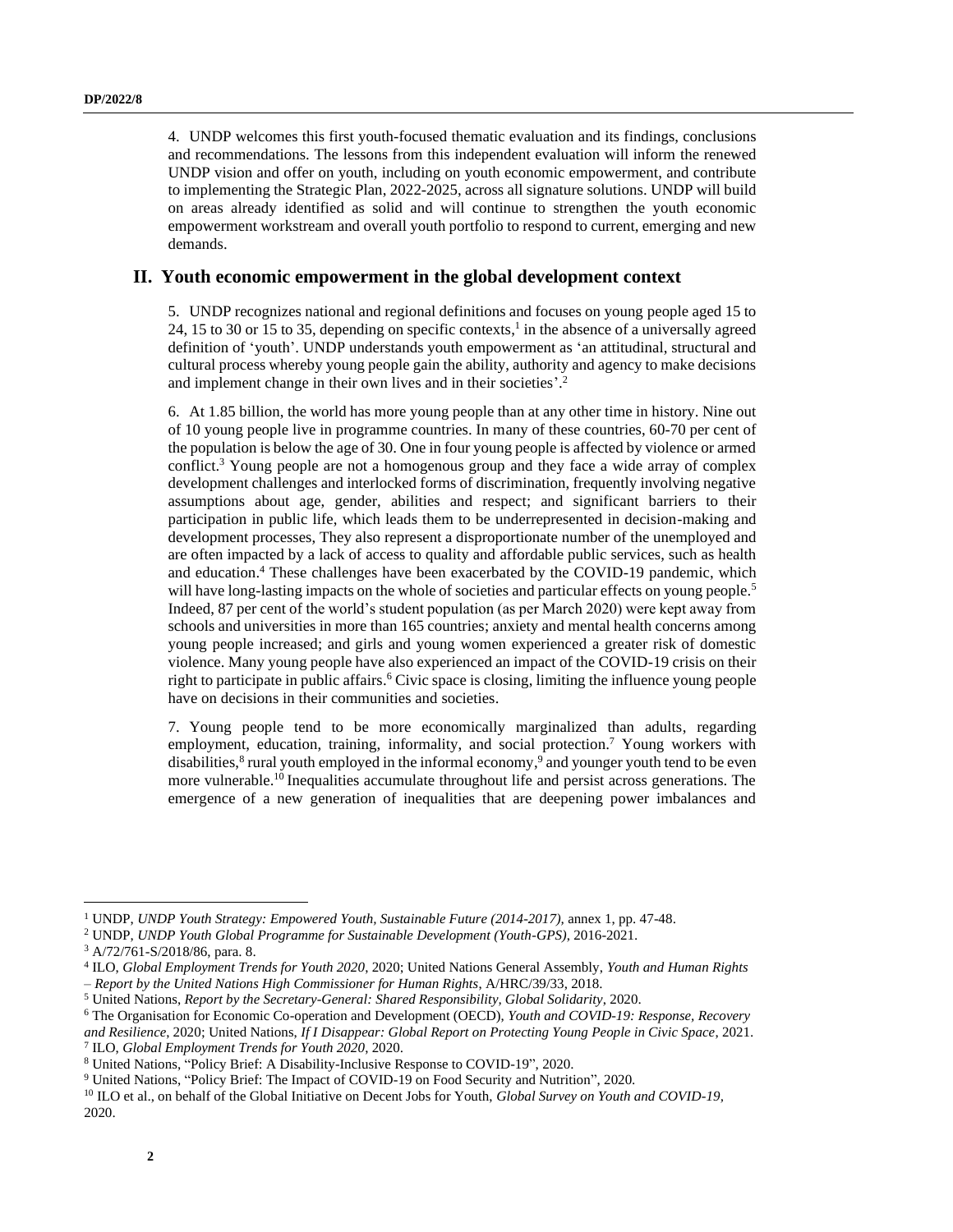4. UNDP welcomes this first youth-focused thematic evaluation and its findings, conclusions and recommendations. The lessons from this independent evaluation will inform the renewed UNDP vision and offer on youth, including on youth economic empowerment, and contribute to implementing the Strategic Plan, 2022-2025, across all signature solutions. UNDP will build on areas already identified as solid and will continue to strengthen the youth economic empowerment workstream and overall youth portfolio to respond to current, emerging and new demands.

## II. Youth economic empowerment in the global development context

5. UNDP recognizes national and regional definitions and focuses on young people aged 15 to 24, 15 to 30 or 15 to 35, depending on specific contexts,[1] in the absence of a universally agreed definition of 'youth'. UNDP understands youth empowerment as 'an attitudinal, structural and cultural process whereby young people gain the ability, authority and agency to make decisions and implement change in their own lives and in their societies'.[2]

6. At 1.85 billion, the world has more young people than at any other time in history. Nine out of 10 young people live in programme countries. In many of these countries, 60-70 per cent of the population is below the age of 30. One in four young people is affected by violence or armed conflict.[3] Young people are not a homogenous group and they face a wide array of complex development challenges and interlocked forms of discrimination, frequently involving negative assumptions about age, gender, abilities and respect; and significant barriers to their participation in public life, which leads them to be underrepresented in decision-making and development processes, They also represent a disproportionate number of the unemployed and are often impacted by a lack of access to quality and affordable public services, such as health and education.[4] These challenges have been exacerbated by the COVID-19 pandemic, which will have long-lasting impacts on the whole of societies and particular effects on young people.[5] Indeed, 87 per cent of the world's student population (as per March 2020) were kept away from schools and universities in more than 165 countries; anxiety and mental health concerns among young people increased; and girls and young women experienced a greater risk of domestic violence. Many young people have also experienced an impact of the COVID-19 crisis on their right to participate in public affairs.[6] Civic space is closing, limiting the influence young people have on decisions in their communities and societies.

7. Young people tend to be more economically marginalized than adults, regarding employment, education, training, informality, and social protection.[7] Young workers with disabilities,[8] rural youth employed in the informal economy,[9] and younger youth tend to be even more vulnerable.[10] Inequalities accumulate throughout life and persist across generations. The emergence of a new generation of inequalities that are deepening power imbalances and

---

[1] UNDP, *UNDP Youth Strategy: Empowered Youth, Sustainable Future (2014-2017)*, annex 1, pp. 47-48.

[2] UNDP, *UNDP Youth Global Programme for Sustainable Development (Youth-GPS)*, 2016-2021.

[3] A/72/761-S/2018/86, para. 8.

[4] ILO, *Global Employment Trends for Youth 2020*, 2020; United Nations General Assembly, *Youth and Human Rights – Report by the United Nations High Commissioner for Human Rights*, A/HRC/39/33, 2018.

[5] United Nations, *Report by the Secretary-General: Shared Responsibility, Global Solidarity*, 2020.

[6] The Organisation for Economic Co-operation and Development (OECD), *Youth and COVID-19: Response, Recovery and Resilience*, 2020; United Nations, *If I Disappear: Global Report on Protecting Young People in Civic Space*, 2021.

[7] ILO, *Global Employment Trends for Youth 2020*, 2020.

[8] United Nations, "Policy Brief: A Disability-Inclusive Response to COVID-19", 2020.

[9] United Nations, "Policy Brief: The Impact of COVID-19 on Food Security and Nutrition", 2020.

[10] ILO et al., on behalf of the Global Initiative on Decent Jobs for Youth, *Global Survey on Youth and COVID-19*, 2020.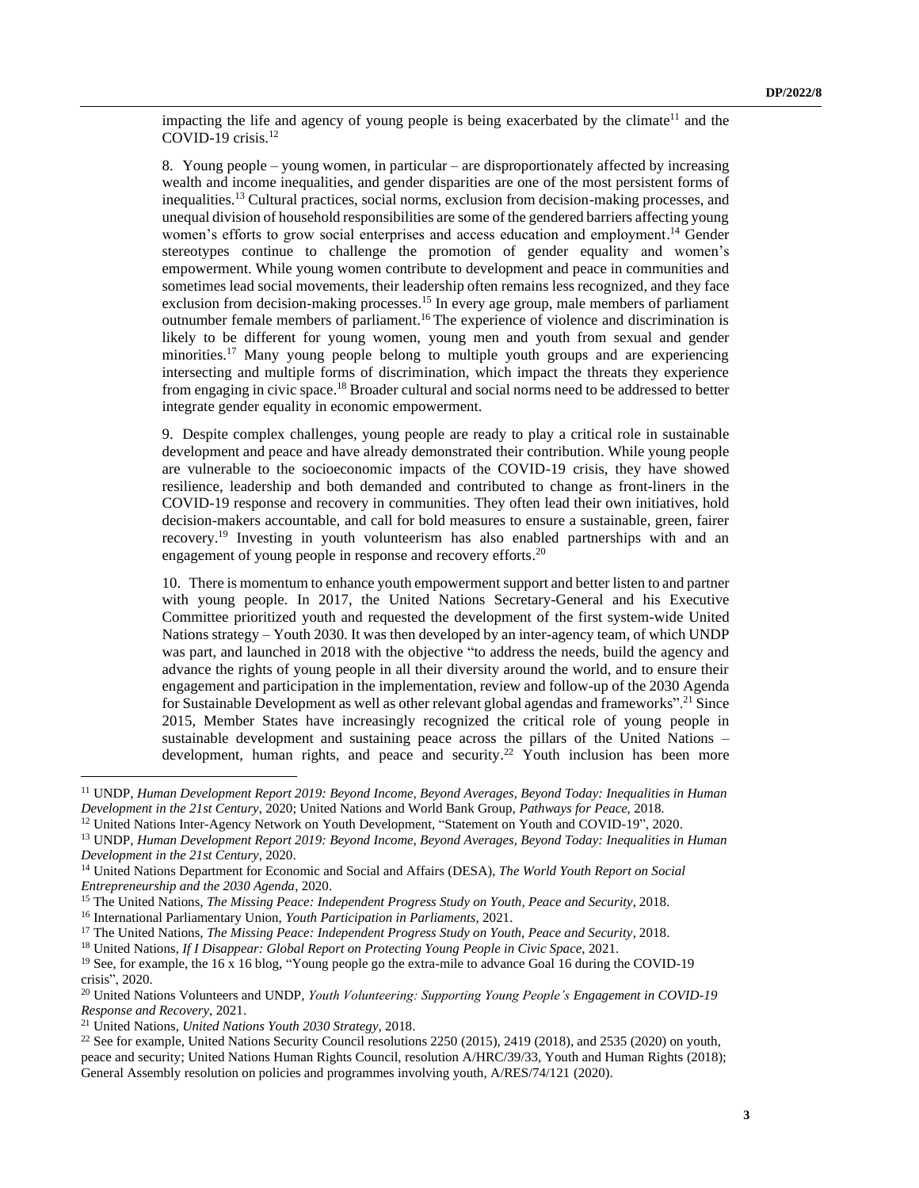impacting the life and agency of young people is being exacerbated by the climate[11] and the COVID-19 crisis.[12]

8. Young people – young women, in particular – are disproportionately affected by increasing wealth and income inequalities, and gender disparities are one of the most persistent forms of inequalities.[13] Cultural practices, social norms, exclusion from decision-making processes, and unequal division of household responsibilities are some of the gendered barriers affecting young women's efforts to grow social enterprises and access education and employment.[14] Gender stereotypes continue to challenge the promotion of gender equality and women's empowerment. While young women contribute to development and peace in communities and sometimes lead social movements, their leadership often remains less recognized, and they face exclusion from decision-making processes.[15] In every age group, male members of parliament outnumber female members of parliament.[16] The experience of violence and discrimination is likely to be different for young women, young men and youth from sexual and gender minorities.[17] Many young people belong to multiple youth groups and are experiencing intersecting and multiple forms of discrimination, which impact the threats they experience from engaging in civic space.[18] Broader cultural and social norms need to be addressed to better integrate gender equality in economic empowerment.

9. Despite complex challenges, young people are ready to play a critical role in sustainable development and peace and have already demonstrated their contribution. While young people are vulnerable to the socioeconomic impacts of the COVID-19 crisis, they have showed resilience, leadership and both demanded and contributed to change as front-liners in the COVID-19 response and recovery in communities. They often lead their own initiatives, hold decision-makers accountable, and call for bold measures to ensure a sustainable, green, fairer recovery.[19] Investing in youth volunteerism has also enabled partnerships with and an engagement of young people in response and recovery efforts.[20]

10. There is momentum to enhance youth empowerment support and better listen to and partner with young people. In 2017, the United Nations Secretary-General and his Executive Committee prioritized youth and requested the development of the first system-wide United Nations strategy – Youth 2030. It was then developed by an inter-agency team, of which UNDP was part, and launched in 2018 with the objective "to address the needs, build the agency and advance the rights of young people in all their diversity around the world, and to ensure their engagement and participation in the implementation, review and follow-up of the 2030 Agenda for Sustainable Development as well as other relevant global agendas and frameworks".[21] Since 2015, Member States have increasingly recognized the critical role of young people in sustainable development and sustaining peace across the pillars of the United Nations – development, human rights, and peace and security.[22] Youth inclusion has been more

---

[11] UNDP, *Human Development Report 2019: Beyond Income, Beyond Averages, Beyond Today: Inequalities in Human Development in the 21st Century*, 2020; United Nations and World Bank Group, *Pathways for Peace*, 2018.

[12] United Nations Inter-Agency Network on Youth Development, "Statement on Youth and COVID-19", 2020.

[13] UNDP, *Human Development Report 2019: Beyond Income, Beyond Averages, Beyond Today: Inequalities in Human Development in the 21st Century*, 2020.

[14] United Nations Department for Economic and Social and Affairs (DESA), *The World Youth Report on Social Entrepreneurship and the 2030 Agenda*, 2020.

[15] The United Nations, *The Missing Peace: Independent Progress Study on Youth, Peace and Security*, 2018.

[16] International Parliamentary Union, *Youth Participation in Parliaments*, 2021.

[17] The United Nations, *The Missing Peace: Independent Progress Study on Youth, Peace and Security*, 2018.

[18] United Nations, *If I Disappear: Global Report on Protecting Young People in Civic Space*, 2021.

[19] See, for example, the 16 x 16 blog, "Young people go the extra-mile to advance Goal 16 during the COVID-19 crisis", 2020.

[20] United Nations Volunteers and UNDP, *Youth Volunteering: Supporting Young People's Engagement in COVID-19 Response and Recovery*, 2021.

[21] United Nations, *United Nations Youth 2030 Strategy*, 2018.

[22] See for example, United Nations Security Council resolutions 2250 (2015), 2419 (2018), and 2535 (2020) on youth, peace and security; United Nations Human Rights Council, resolution A/HRC/39/33, Youth and Human Rights (2018); General Assembly resolution on policies and programmes involving youth, A/RES/74/121 (2020).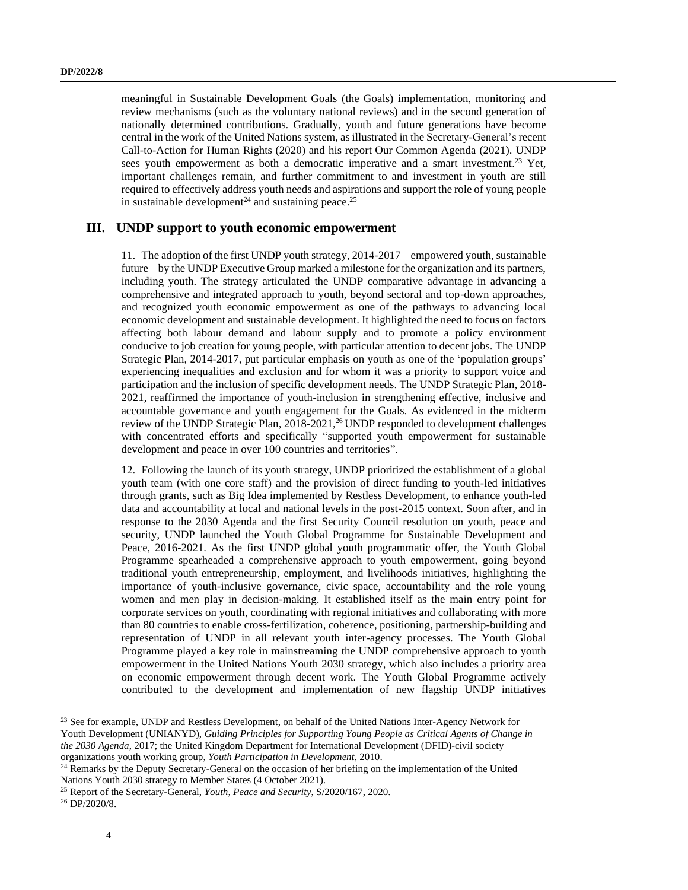meaningful in Sustainable Development Goals (the Goals) implementation, monitoring and review mechanisms (such as the voluntary national reviews) and in the second generation of nationally determined contributions. Gradually, youth and future generations have become central in the work of the United Nations system, as illustrated in the Secretary-General's recent Call-to-Action for Human Rights (2020) and his report Our Common Agenda (2021). UNDP sees youth empowerment as both a democratic imperative and a smart investment.[23] Yet, important challenges remain, and further commitment to and investment in youth are still required to effectively address youth needs and aspirations and support the role of young people in sustainable development[24] and sustaining peace.[25]

## III. UNDP support to youth economic empowerment

11. The adoption of the first UNDP youth strategy, 2014-2017 – empowered youth, sustainable future – by the UNDP Executive Group marked a milestone for the organization and its partners, including youth. The strategy articulated the UNDP comparative advantage in advancing a comprehensive and integrated approach to youth, beyond sectoral and top-down approaches, and recognized youth economic empowerment as one of the pathways to advancing local economic development and sustainable development. It highlighted the need to focus on factors affecting both labour demand and labour supply and to promote a policy environment conducive to job creation for young people, with particular attention to decent jobs. The UNDP Strategic Plan, 2014-2017, put particular emphasis on youth as one of the 'population groups' experiencing inequalities and exclusion and for whom it was a priority to support voice and participation and the inclusion of specific development needs. The UNDP Strategic Plan, 2018-2021, reaffirmed the importance of youth-inclusion in strengthening effective, inclusive and accountable governance and youth engagement for the Goals. As evidenced in the midterm review of the UNDP Strategic Plan, 2018-2021,[26] UNDP responded to development challenges with concentrated efforts and specifically "supported youth empowerment for sustainable development and peace in over 100 countries and territories".

12. Following the launch of its youth strategy, UNDP prioritized the establishment of a global youth team (with one core staff) and the provision of direct funding to youth-led initiatives through grants, such as Big Idea implemented by Restless Development, to enhance youth-led data and accountability at local and national levels in the post-2015 context. Soon after, and in response to the 2030 Agenda and the first Security Council resolution on youth, peace and security, UNDP launched the Youth Global Programme for Sustainable Development and Peace, 2016-2021. As the first UNDP global youth programmatic offer, the Youth Global Programme spearheaded a comprehensive approach to youth empowerment, going beyond traditional youth entrepreneurship, employment, and livelihoods initiatives, highlighting the importance of youth-inclusive governance, civic space, accountability and the role young women and men play in decision-making. It established itself as the main entry point for corporate services on youth, coordinating with regional initiatives and collaborating with more than 80 countries to enable cross-fertilization, coherence, positioning, partnership-building and representation of UNDP in all relevant youth inter-agency processes. The Youth Global Programme played a key role in mainstreaming the UNDP comprehensive approach to youth empowerment in the United Nations Youth 2030 strategy, which also includes a priority area on economic empowerment through decent work. The Youth Global Programme actively contributed to the development and implementation of new flagship UNDP initiatives

---

[23] See for example, UNDP and Restless Development, on behalf of the United Nations Inter-Agency Network for Youth Development (UNIANYD), *Guiding Principles for Supporting Young People as Critical Agents of Change in the 2030 Agenda*, 2017; the United Kingdom Department for International Development (DFID)-civil society organizations youth working group, *Youth Participation in Development*, 2010.

[24] Remarks by the Deputy Secretary-General on the occasion of her briefing on the implementation of the United Nations Youth 2030 strategy to Member States (4 October 2021).

[25] Report of the Secretary-General, *Youth, Peace and Security*, S/2020/167, 2020.

[26] DP/2020/8.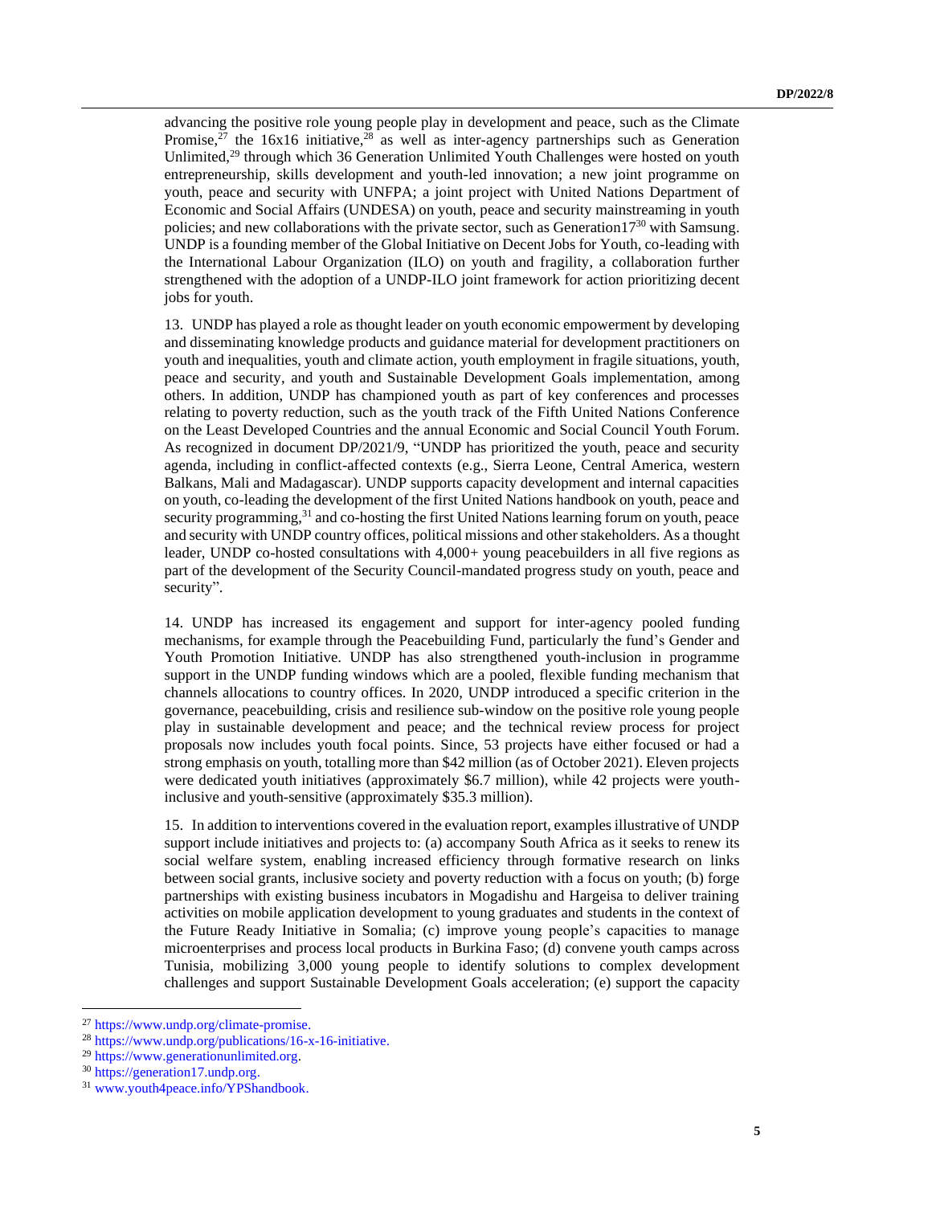advancing the positive role young people play in development and peace, such as the Climate Promise,[27] the 16x16 initiative,[28] as well as inter-agency partnerships such as Generation Unlimited,[29] through which 36 Generation Unlimited Youth Challenges were hosted on youth entrepreneurship, skills development and youth-led innovation; a new joint programme on youth, peace and security with UNFPA; a joint project with United Nations Department of Economic and Social Affairs (UNDESA) on youth, peace and security mainstreaming in youth policies; and new collaborations with the private sector, such as Generation17[30] with Samsung. UNDP is a founding member of the Global Initiative on Decent Jobs for Youth, co-leading with the International Labour Organization (ILO) on youth and fragility, a collaboration further strengthened with the adoption of a UNDP-ILO joint framework for action prioritizing decent jobs for youth.

13. UNDP has played a role as thought leader on youth economic empowerment by developing and disseminating knowledge products and guidance material for development practitioners on youth and inequalities, youth and climate action, youth employment in fragile situations, youth, peace and security, and youth and Sustainable Development Goals implementation, among others. In addition, UNDP has championed youth as part of key conferences and processes relating to poverty reduction, such as the youth track of the Fifth United Nations Conference on the Least Developed Countries and the annual Economic and Social Council Youth Forum. As recognized in document DP/2021/9, "UNDP has prioritized the youth, peace and security agenda, including in conflict-affected contexts (e.g., Sierra Leone, Central America, western Balkans, Mali and Madagascar). UNDP supports capacity development and internal capacities on youth, co-leading the development of the first United Nations handbook on youth, peace and security programming,[31] and co-hosting the first United Nations learning forum on youth, peace and security with UNDP country offices, political missions and other stakeholders. As a thought leader, UNDP co-hosted consultations with 4,000+ young peacebuilders in all five regions as part of the development of the Security Council-mandated progress study on youth, peace and security".

14. UNDP has increased its engagement and support for inter-agency pooled funding mechanisms, for example through the Peacebuilding Fund, particularly the fund's Gender and Youth Promotion Initiative. UNDP has also strengthened youth-inclusion in programme support in the UNDP funding windows which are a pooled, flexible funding mechanism that channels allocations to country offices. In 2020, UNDP introduced a specific criterion in the governance, peacebuilding, crisis and resilience sub-window on the positive role young people play in sustainable development and peace; and the technical review process for project proposals now includes youth focal points. Since, 53 projects have either focused or had a strong emphasis on youth, totalling more than $42 million (as of October 2021). Eleven projects were dedicated youth initiatives (approximately $6.7 million), while 42 projects were youth-inclusive and youth-sensitive (approximately $35.3 million).

15. In addition to interventions covered in the evaluation report, examples illustrative of UNDP support include initiatives and projects to: (a) accompany South Africa as it seeks to renew its social welfare system, enabling increased efficiency through formative research on links between social grants, inclusive society and poverty reduction with a focus on youth; (b) forge partnerships with existing business incubators in Mogadishu and Hargeisa to deliver training activities on mobile application development to young graduates and students in the context of the Future Ready Initiative in Somalia; (c) improve young people's capacities to manage microenterprises and process local products in Burkina Faso; (d) convene youth camps across Tunisia, mobilizing 3,000 young people to identify solutions to complex development challenges and support Sustainable Development Goals acceleration; (e) support the capacity

---

[27] https://www.undp.org/climate-promise.

[28] https://www.undp.org/publications/16-x-16-initiative.

[29] https://www.generationunlimited.org.

[30] https://generation17.undp.org.

[31] www.youth4peace.info/YPShandbook.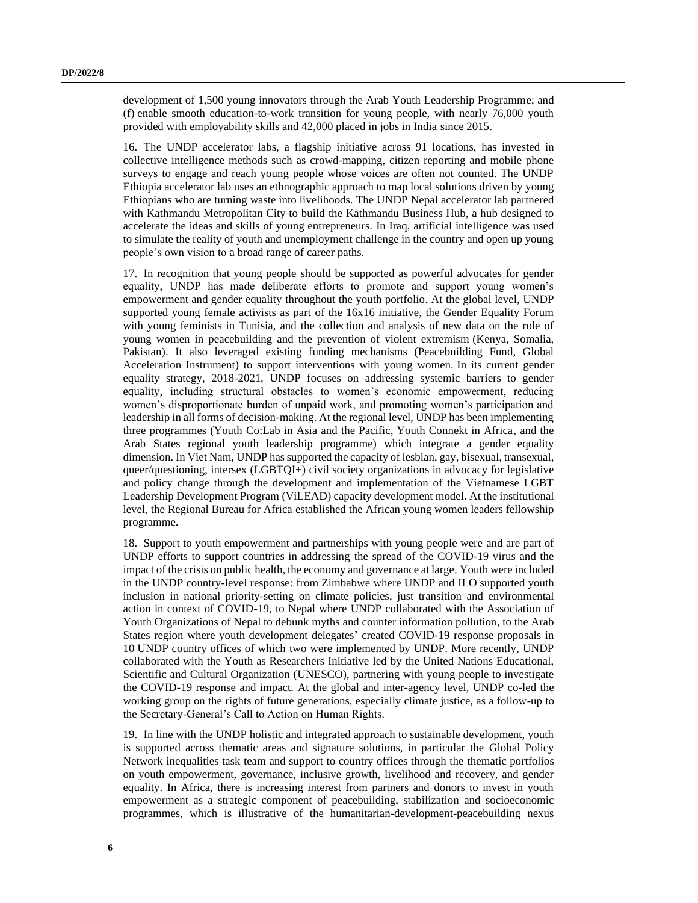development of 1,500 young innovators through the Arab Youth Leadership Programme; and (f) enable smooth education-to-work transition for young people, with nearly 76,000 youth provided with employability skills and 42,000 placed in jobs in India since 2015.

16. The UNDP accelerator labs, a flagship initiative across 91 locations, has invested in collective intelligence methods such as crowd-mapping, citizen reporting and mobile phone surveys to engage and reach young people whose voices are often not counted. The UNDP Ethiopia accelerator lab uses an ethnographic approach to map local solutions driven by young Ethiopians who are turning waste into livelihoods. The UNDP Nepal accelerator lab partnered with Kathmandu Metropolitan City to build the Kathmandu Business Hub, a hub designed to accelerate the ideas and skills of young entrepreneurs. In Iraq, artificial intelligence was used to simulate the reality of youth and unemployment challenge in the country and open up young people's own vision to a broad range of career paths.

17. In recognition that young people should be supported as powerful advocates for gender equality, UNDP has made deliberate efforts to promote and support young women's empowerment and gender equality throughout the youth portfolio. At the global level, UNDP supported young female activists as part of the 16x16 initiative, the Gender Equality Forum with young feminists in Tunisia, and the collection and analysis of new data on the role of young women in peacebuilding and the prevention of violent extremism (Kenya, Somalia, Pakistan). It also leveraged existing funding mechanisms (Peacebuilding Fund, Global Acceleration Instrument) to support interventions with young women. In its current gender equality strategy, 2018-2021, UNDP focuses on addressing systemic barriers to gender equality, including structural obstacles to women's economic empowerment, reducing women's disproportionate burden of unpaid work, and promoting women's participation and leadership in all forms of decision-making. At the regional level, UNDP has been implementing three programmes (Youth Co:Lab in Asia and the Pacific, Youth Connekt in Africa, and the Arab States regional youth leadership programme) which integrate a gender equality dimension. In Viet Nam, UNDP has supported the capacity of lesbian, gay, bisexual, transexual, queer/questioning, intersex (LGBTQI+) civil society organizations in advocacy for legislative and policy change through the development and implementation of the Vietnamese LGBT Leadership Development Program (ViLEAD) capacity development model. At the institutional level, the Regional Bureau for Africa established the African young women leaders fellowship programme.

18. Support to youth empowerment and partnerships with young people were and are part of UNDP efforts to support countries in addressing the spread of the COVID-19 virus and the impact of the crisis on public health, the economy and governance at large. Youth were included in the UNDP country-level response: from Zimbabwe where UNDP and ILO supported youth inclusion in national priority-setting on climate policies, just transition and environmental action in context of COVID-19, to Nepal where UNDP collaborated with the Association of Youth Organizations of Nepal to debunk myths and counter information pollution, to the Arab States region where youth development delegates' created COVID-19 response proposals in 10 UNDP country offices of which two were implemented by UNDP. More recently, UNDP collaborated with the Youth as Researchers Initiative led by the United Nations Educational, Scientific and Cultural Organization (UNESCO), partnering with young people to investigate the COVID-19 response and impact. At the global and inter-agency level, UNDP co-led the working group on the rights of future generations, especially climate justice, as a follow-up to the Secretary-General's Call to Action on Human Rights.

19. In line with the UNDP holistic and integrated approach to sustainable development, youth is supported across thematic areas and signature solutions, in particular the Global Policy Network inequalities task team and support to country offices through the thematic portfolios on youth empowerment, governance, inclusive growth, livelihood and recovery, and gender equality. In Africa, there is increasing interest from partners and donors to invest in youth empowerment as a strategic component of peacebuilding, stabilization and socioeconomic programmes, which is illustrative of the humanitarian-development-peacebuilding nexus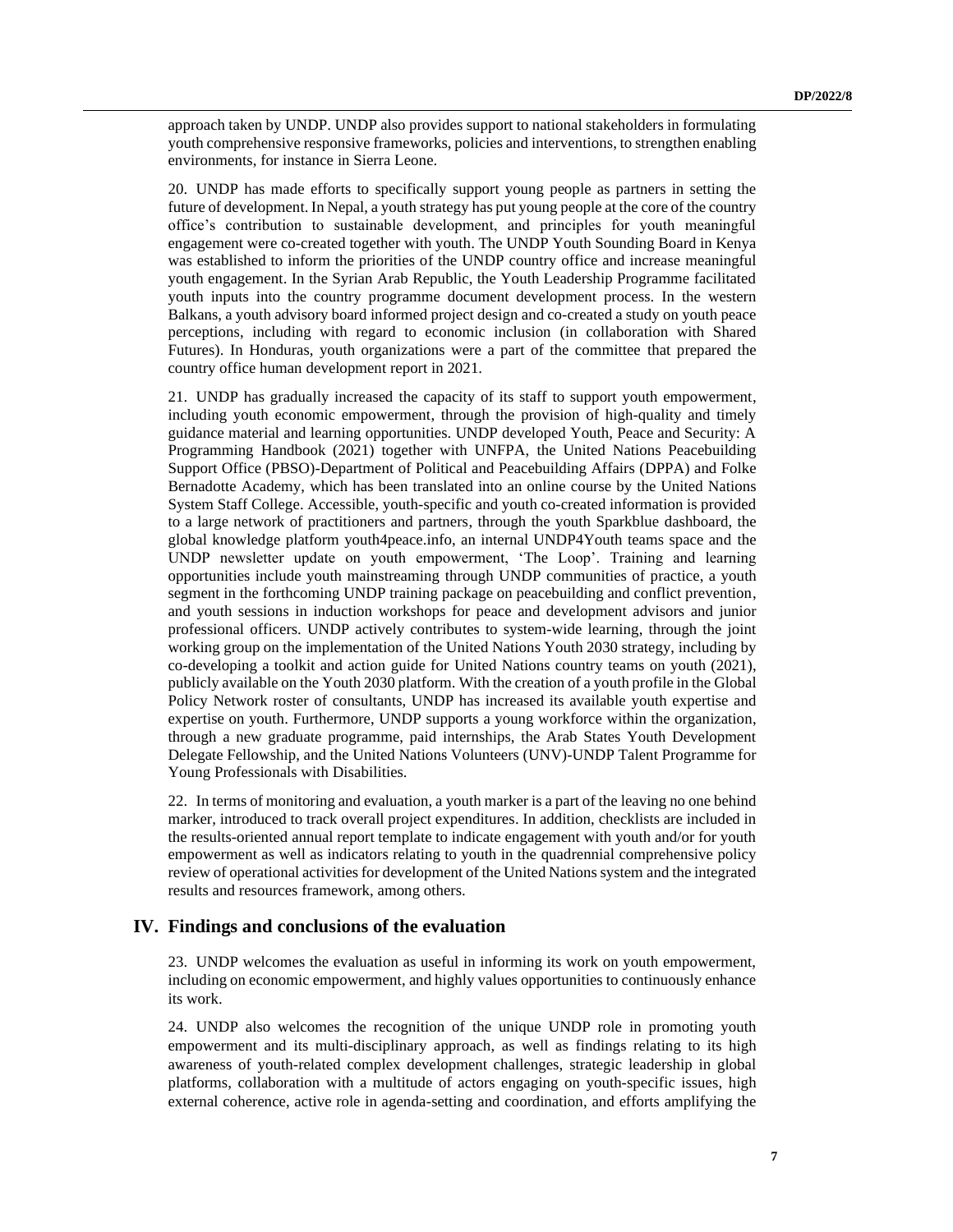approach taken by UNDP. UNDP also provides support to national stakeholders in formulating youth comprehensive responsive frameworks, policies and interventions, to strengthen enabling environments, for instance in Sierra Leone.

20. UNDP has made efforts to specifically support young people as partners in setting the future of development. In Nepal, a youth strategy has put young people at the core of the country office's contribution to sustainable development, and principles for youth meaningful engagement were co-created together with youth. The UNDP Youth Sounding Board in Kenya was established to inform the priorities of the UNDP country office and increase meaningful youth engagement. In the Syrian Arab Republic, the Youth Leadership Programme facilitated youth inputs into the country programme document development process. In the western Balkans, a youth advisory board informed project design and co-created a study on youth peace perceptions, including with regard to economic inclusion (in collaboration with Shared Futures). In Honduras, youth organizations were a part of the committee that prepared the country office human development report in 2021.

21. UNDP has gradually increased the capacity of its staff to support youth empowerment, including youth economic empowerment, through the provision of high-quality and timely guidance material and learning opportunities. UNDP developed Youth, Peace and Security: A Programming Handbook (2021) together with UNFPA, the United Nations Peacebuilding Support Office (PBSO)-Department of Political and Peacebuilding Affairs (DPPA) and Folke Bernadotte Academy, which has been translated into an online course by the United Nations System Staff College. Accessible, youth-specific and youth co-created information is provided to a large network of practitioners and partners, through the youth Sparkblue dashboard, the global knowledge platform youth4peace.info, an internal UNDP4Youth teams space and the UNDP newsletter update on youth empowerment, 'The Loop'. Training and learning opportunities include youth mainstreaming through UNDP communities of practice, a youth segment in the forthcoming UNDP training package on peacebuilding and conflict prevention, and youth sessions in induction workshops for peace and development advisors and junior professional officers. UNDP actively contributes to system-wide learning, through the joint working group on the implementation of the United Nations Youth 2030 strategy, including by co-developing a toolkit and action guide for United Nations country teams on youth (2021), publicly available on the Youth 2030 platform. With the creation of a youth profile in the Global Policy Network roster of consultants, UNDP has increased its available youth expertise and expertise on youth. Furthermore, UNDP supports a young workforce within the organization, through a new graduate programme, paid internships, the Arab States Youth Development Delegate Fellowship, and the United Nations Volunteers (UNV)-UNDP Talent Programme for Young Professionals with Disabilities.

22. In terms of monitoring and evaluation, a youth marker is a part of the leaving no one behind marker, introduced to track overall project expenditures. In addition, checklists are included in the results-oriented annual report template to indicate engagement with youth and/or for youth empowerment as well as indicators relating to youth in the quadrennial comprehensive policy review of operational activities for development of the United Nations system and the integrated results and resources framework, among others.

## IV. Findings and conclusions of the evaluation

23. UNDP welcomes the evaluation as useful in informing its work on youth empowerment, including on economic empowerment, and highly values opportunities to continuously enhance its work.

24. UNDP also welcomes the recognition of the unique UNDP role in promoting youth empowerment and its multi-disciplinary approach, as well as findings relating to its high awareness of youth-related complex development challenges, strategic leadership in global platforms, collaboration with a multitude of actors engaging on youth-specific issues, high external coherence, active role in agenda-setting and coordination, and efforts amplifying the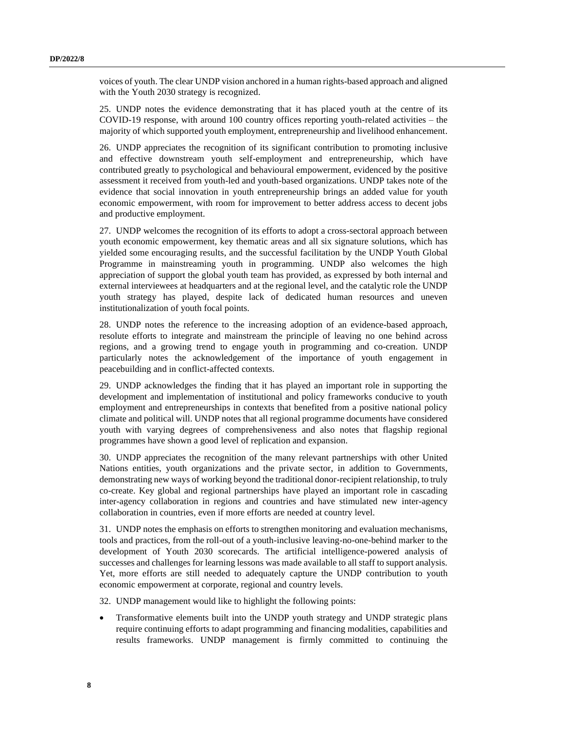voices of youth. The clear UNDP vision anchored in a human rights-based approach and aligned with the Youth 2030 strategy is recognized.

25. UNDP notes the evidence demonstrating that it has placed youth at the centre of its COVID-19 response, with around 100 country offices reporting youth-related activities – the majority of which supported youth employment, entrepreneurship and livelihood enhancement.

26. UNDP appreciates the recognition of its significant contribution to promoting inclusive and effective downstream youth self-employment and entrepreneurship, which have contributed greatly to psychological and behavioural empowerment, evidenced by the positive assessment it received from youth-led and youth-based organizations. UNDP takes note of the evidence that social innovation in youth entrepreneurship brings an added value for youth economic empowerment, with room for improvement to better address access to decent jobs and productive employment.

27. UNDP welcomes the recognition of its efforts to adopt a cross-sectoral approach between youth economic empowerment, key thematic areas and all six signature solutions, which has yielded some encouraging results, and the successful facilitation by the UNDP Youth Global Programme in mainstreaming youth in programming. UNDP also welcomes the high appreciation of support the global youth team has provided, as expressed by both internal and external interviewees at headquarters and at the regional level, and the catalytic role the UNDP youth strategy has played, despite lack of dedicated human resources and uneven institutionalization of youth focal points.

28. UNDP notes the reference to the increasing adoption of an evidence-based approach, resolute efforts to integrate and mainstream the principle of leaving no one behind across regions, and a growing trend to engage youth in programming and co-creation. UNDP particularly notes the acknowledgement of the importance of youth engagement in peacebuilding and in conflict-affected contexts.

29. UNDP acknowledges the finding that it has played an important role in supporting the development and implementation of institutional and policy frameworks conducive to youth employment and entrepreneurships in contexts that benefited from a positive national policy climate and political will. UNDP notes that all regional programme documents have considered youth with varying degrees of comprehensiveness and also notes that flagship regional programmes have shown a good level of replication and expansion.

30. UNDP appreciates the recognition of the many relevant partnerships with other United Nations entities, youth organizations and the private sector, in addition to Governments, demonstrating new ways of working beyond the traditional donor-recipient relationship, to truly co-create. Key global and regional partnerships have played an important role in cascading inter-agency collaboration in regions and countries and have stimulated new inter-agency collaboration in countries, even if more efforts are needed at country level.

31. UNDP notes the emphasis on efforts to strengthen monitoring and evaluation mechanisms, tools and practices, from the roll-out of a youth-inclusive leaving-no-one-behind marker to the development of Youth 2030 scorecards. The artificial intelligence-powered analysis of successes and challenges for learning lessons was made available to all staff to support analysis. Yet, more efforts are still needed to adequately capture the UNDP contribution to youth economic empowerment at corporate, regional and country levels.

32. UNDP management would like to highlight the following points:

- Transformative elements built into the UNDP youth strategy and UNDP strategic plans require continuing efforts to adapt programming and financing modalities, capabilities and results frameworks. UNDP management is firmly committed to continuing the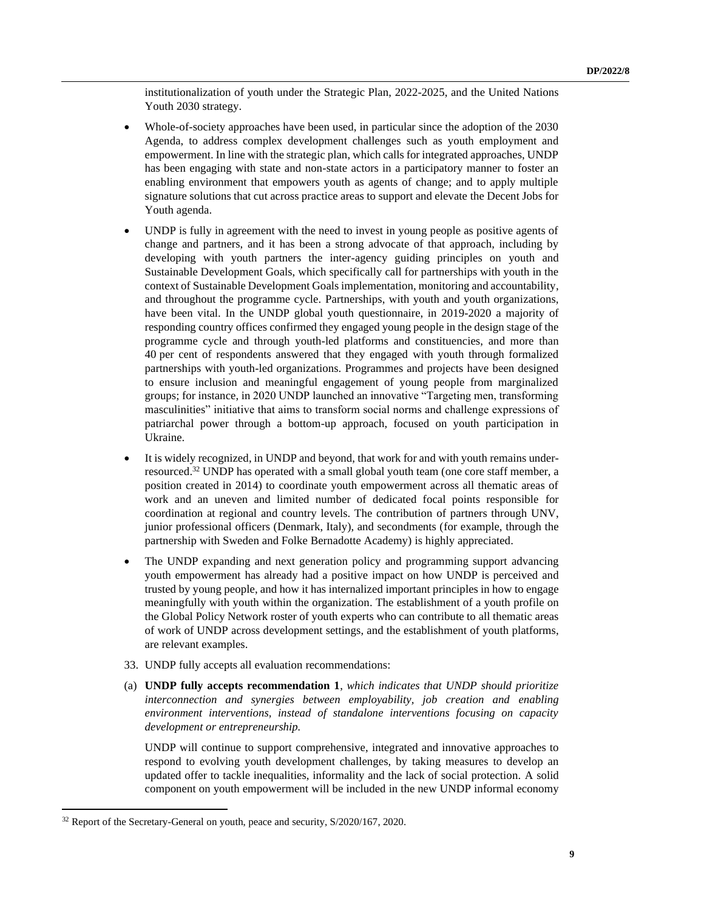institutionalization of youth under the Strategic Plan, 2022-2025, and the United Nations Youth 2030 strategy.

- Whole-of-society approaches have been used, in particular since the adoption of the 2030 Agenda, to address complex development challenges such as youth employment and empowerment. In line with the strategic plan, which calls for integrated approaches, UNDP has been engaging with state and non-state actors in a participatory manner to foster an enabling environment that empowers youth as agents of change; and to apply multiple signature solutions that cut across practice areas to support and elevate the Decent Jobs for Youth agenda.
- UNDP is fully in agreement with the need to invest in young people as positive agents of change and partners, and it has been a strong advocate of that approach, including by developing with youth partners the inter-agency guiding principles on youth and Sustainable Development Goals, which specifically call for partnerships with youth in the context of Sustainable Development Goals implementation, monitoring and accountability, and throughout the programme cycle. Partnerships, with youth and youth organizations, have been vital. In the UNDP global youth questionnaire, in 2019-2020 a majority of responding country offices confirmed they engaged young people in the design stage of the programme cycle and through youth-led platforms and constituencies, and more than 40 per cent of respondents answered that they engaged with youth through formalized partnerships with youth-led organizations. Programmes and projects have been designed to ensure inclusion and meaningful engagement of young people from marginalized groups; for instance, in 2020 UNDP launched an innovative "Targeting men, transforming masculinities" initiative that aims to transform social norms and challenge expressions of patriarchal power through a bottom-up approach, focused on youth participation in Ukraine.
- It is widely recognized, in UNDP and beyond, that work for and with youth remains under-resourced.[32] UNDP has operated with a small global youth team (one core staff member, a position created in 2014) to coordinate youth empowerment across all thematic areas of work and an uneven and limited number of dedicated focal points responsible for coordination at regional and country levels. The contribution of partners through UNV, junior professional officers (Denmark, Italy), and secondments (for example, through the partnership with Sweden and Folke Bernadotte Academy) is highly appreciated.
- The UNDP expanding and next generation policy and programming support advancing youth empowerment has already had a positive impact on how UNDP is perceived and trusted by young people, and how it has internalized important principles in how to engage meaningfully with youth within the organization. The establishment of a youth profile on the Global Policy Network roster of youth experts who can contribute to all thematic areas of work of UNDP across development settings, and the establishment of youth platforms, are relevant examples.

33. UNDP fully accepts all evaluation recommendations:

(a) **UNDP fully accepts recommendation 1**, *which indicates that UNDP should prioritize interconnection and synergies between employability, job creation and enabling environment interventions, instead of standalone interventions focusing on capacity development or entrepreneurship.*

UNDP will continue to support comprehensive, integrated and innovative approaches to respond to evolving youth development challenges, by taking measures to develop an updated offer to tackle inequalities, informality and the lack of social protection. A solid component on youth empowerment will be included in the new UNDP informal economy

[32] Report of the Secretary-General on youth, peace and security, S/2020/167, 2020.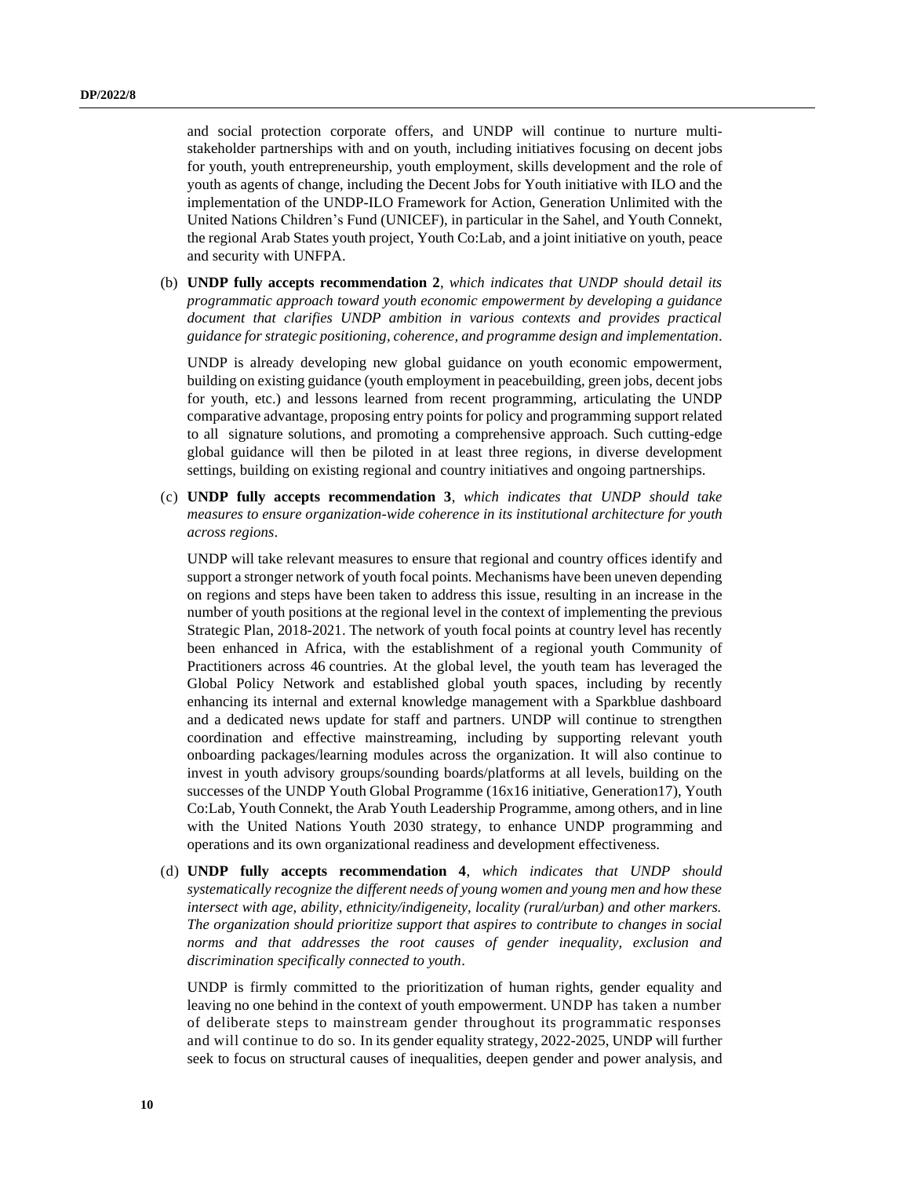and social protection corporate offers, and UNDP will continue to nurture multi-stakeholder partnerships with and on youth, including initiatives focusing on decent jobs for youth, youth entrepreneurship, youth employment, skills development and the role of youth as agents of change, including the Decent Jobs for Youth initiative with ILO and the implementation of the UNDP-ILO Framework for Action, Generation Unlimited with the United Nations Children's Fund (UNICEF), in particular in the Sahel, and Youth Connekt, the regional Arab States youth project, Youth Co:Lab, and a joint initiative on youth, peace and security with UNFPA.

(b) **UNDP fully accepts recommendation 2**, *which indicates that UNDP should detail its programmatic approach toward youth economic empowerment by developing a guidance document that clarifies UNDP ambition in various contexts and provides practical guidance for strategic positioning, coherence, and programme design and implementation*.

UNDP is already developing new global guidance on youth economic empowerment, building on existing guidance (youth employment in peacebuilding, green jobs, decent jobs for youth, etc.) and lessons learned from recent programming, articulating the UNDP comparative advantage, proposing entry points for policy and programming support related to all signature solutions, and promoting a comprehensive approach. Such cutting-edge global guidance will then be piloted in at least three regions, in diverse development settings, building on existing regional and country initiatives and ongoing partnerships.

(c) **UNDP fully accepts recommendation 3**, *which indicates that UNDP should take measures to ensure organization-wide coherence in its institutional architecture for youth across regions*.

UNDP will take relevant measures to ensure that regional and country offices identify and support a stronger network of youth focal points. Mechanisms have been uneven depending on regions and steps have been taken to address this issue, resulting in an increase in the number of youth positions at the regional level in the context of implementing the previous Strategic Plan, 2018-2021. The network of youth focal points at country level has recently been enhanced in Africa, with the establishment of a regional youth Community of Practitioners across 46 countries. At the global level, the youth team has leveraged the Global Policy Network and established global youth spaces, including by recently enhancing its internal and external knowledge management with a Sparkblue dashboard and a dedicated news update for staff and partners. UNDP will continue to strengthen coordination and effective mainstreaming, including by supporting relevant youth onboarding packages/learning modules across the organization. It will also continue to invest in youth advisory groups/sounding boards/platforms at all levels, building on the successes of the UNDP Youth Global Programme (16x16 initiative, Generation17), Youth Co:Lab, Youth Connekt, the Arab Youth Leadership Programme, among others, and in line with the United Nations Youth 2030 strategy, to enhance UNDP programming and operations and its own organizational readiness and development effectiveness.

(d) **UNDP fully accepts recommendation 4**, *which indicates that UNDP should systematically recognize the different needs of young women and young men and how these intersect with age, ability, ethnicity/indigeneity, locality (rural/urban) and other markers. The organization should prioritize support that aspires to contribute to changes in social norms and that addresses the root causes of gender inequality, exclusion and discrimination specifically connected to youth*.

UNDP is firmly committed to the prioritization of human rights, gender equality and leaving no one behind in the context of youth empowerment. UNDP has taken a number of deliberate steps to mainstream gender throughout its programmatic responses and will continue to do so. In its gender equality strategy, 2022-2025, UNDP will further seek to focus on structural causes of inequalities, deepen gender and power analysis, and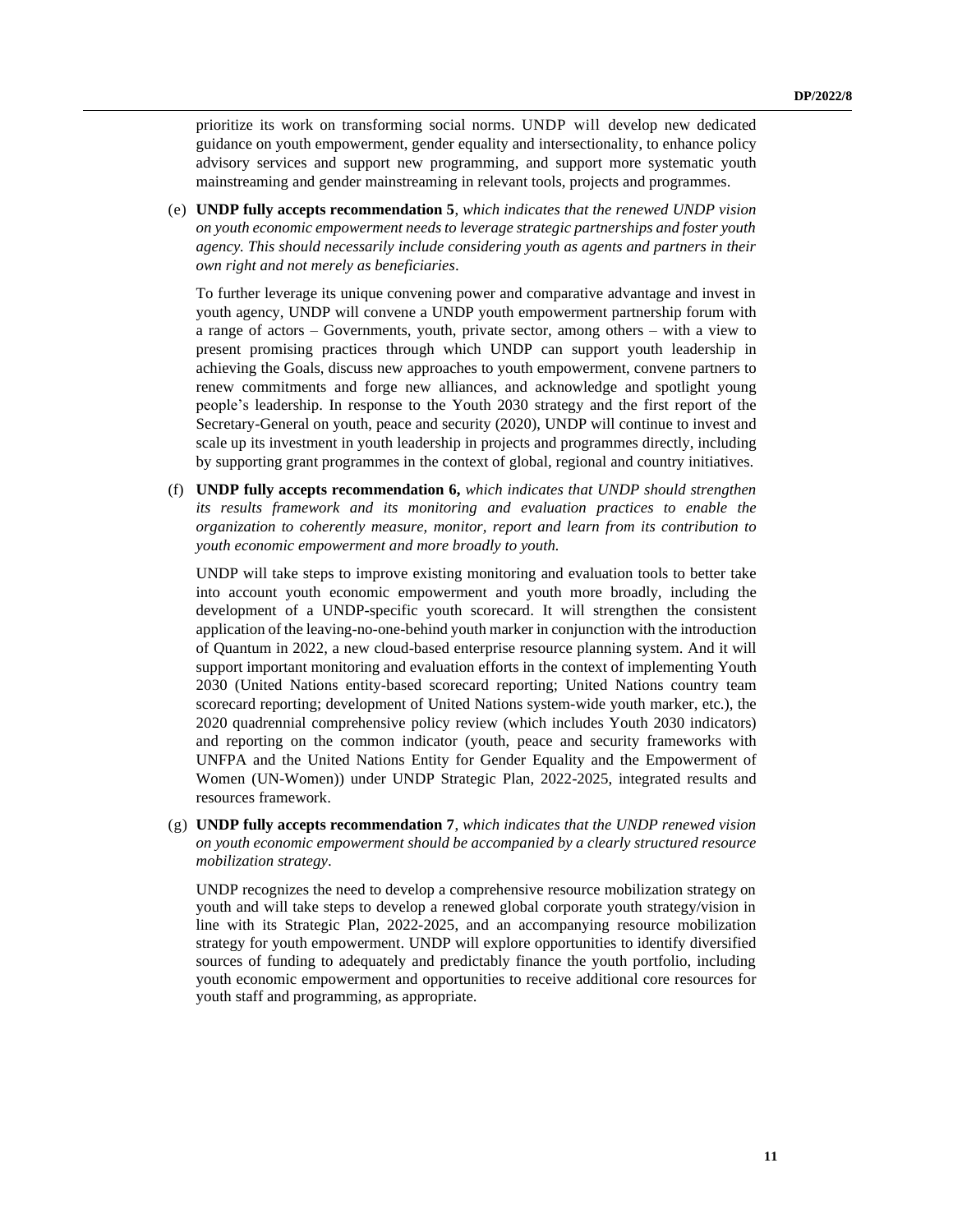prioritize its work on transforming social norms. UNDP will develop new dedicated guidance on youth empowerment, gender equality and intersectionality, to enhance policy advisory services and support new programming, and support more systematic youth mainstreaming and gender mainstreaming in relevant tools, projects and programmes.

(e) **UNDP fully accepts recommendation 5**, *which indicates that the renewed UNDP vision on youth economic empowerment needs to leverage strategic partnerships and foster youth agency. This should necessarily include considering youth as agents and partners in their own right and not merely as beneficiaries*.

To further leverage its unique convening power and comparative advantage and invest in youth agency, UNDP will convene a UNDP youth empowerment partnership forum with a range of actors – Governments, youth, private sector, among others – with a view to present promising practices through which UNDP can support youth leadership in achieving the Goals, discuss new approaches to youth empowerment, convene partners to renew commitments and forge new alliances, and acknowledge and spotlight young people's leadership. In response to the Youth 2030 strategy and the first report of the Secretary-General on youth, peace and security (2020), UNDP will continue to invest and scale up its investment in youth leadership in projects and programmes directly, including by supporting grant programmes in the context of global, regional and country initiatives.

(f) **UNDP fully accepts recommendation 6,** *which indicates that UNDP should strengthen its results framework and its monitoring and evaluation practices to enable the organization to coherently measure, monitor, report and learn from its contribution to youth economic empowerment and more broadly to youth.*

UNDP will take steps to improve existing monitoring and evaluation tools to better take into account youth economic empowerment and youth more broadly, including the development of a UNDP-specific youth scorecard. It will strengthen the consistent application of the leaving-no-one-behind youth marker in conjunction with the introduction of Quantum in 2022, a new cloud-based enterprise resource planning system. And it will support important monitoring and evaluation efforts in the context of implementing Youth 2030 (United Nations entity-based scorecard reporting; United Nations country team scorecard reporting; development of United Nations system-wide youth marker, etc.), the 2020 quadrennial comprehensive policy review (which includes Youth 2030 indicators) and reporting on the common indicator (youth, peace and security frameworks with UNFPA and the United Nations Entity for Gender Equality and the Empowerment of Women (UN-Women)) under UNDP Strategic Plan, 2022-2025, integrated results and resources framework.

(g) **UNDP fully accepts recommendation 7**, *which indicates that the UNDP renewed vision on youth economic empowerment should be accompanied by a clearly structured resource mobilization strategy*.

UNDP recognizes the need to develop a comprehensive resource mobilization strategy on youth and will take steps to develop a renewed global corporate youth strategy/vision in line with its Strategic Plan, 2022-2025, and an accompanying resource mobilization strategy for youth empowerment. UNDP will explore opportunities to identify diversified sources of funding to adequately and predictably finance the youth portfolio, including youth economic empowerment and opportunities to receive additional core resources for youth staff and programming, as appropriate.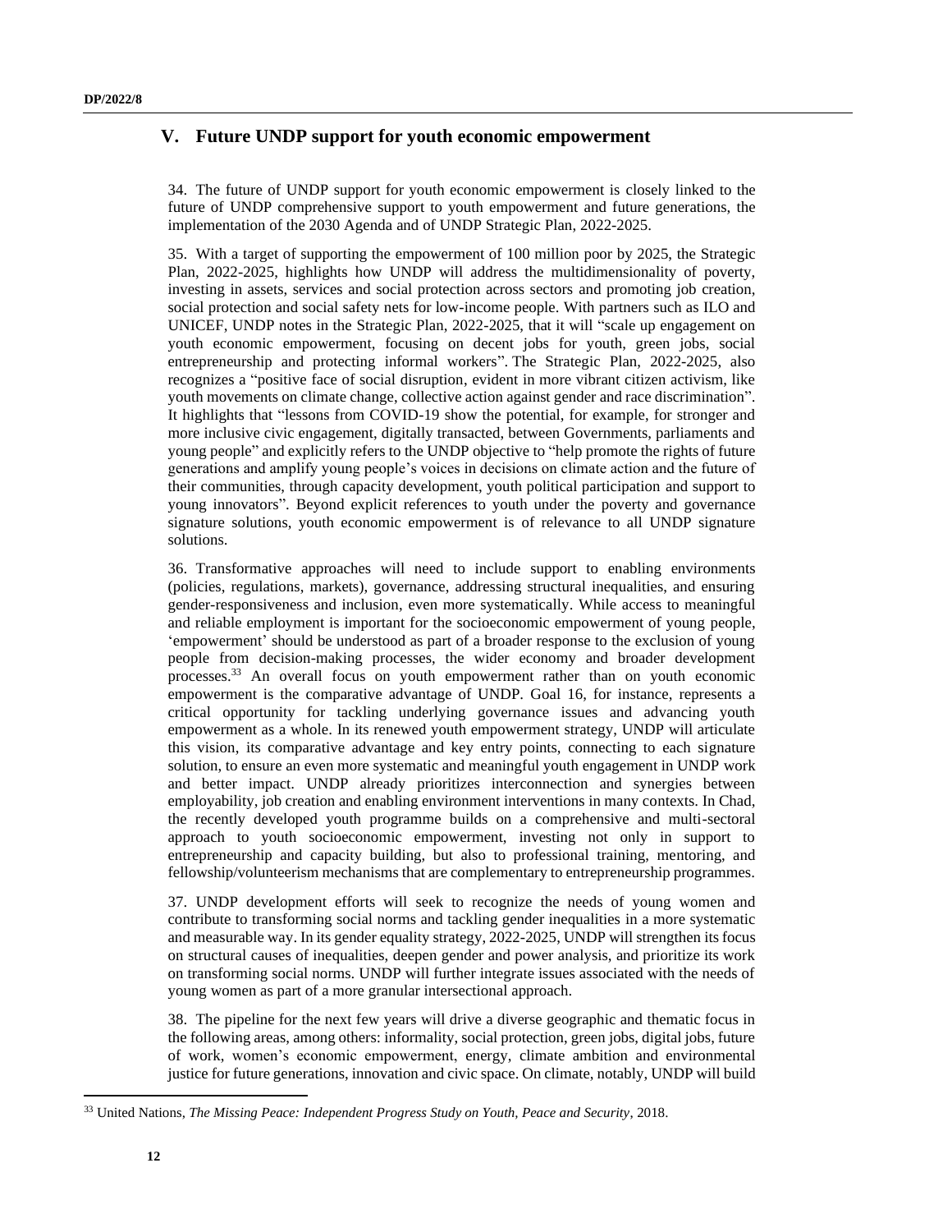## V. Future UNDP support for youth economic empowerment

34. The future of UNDP support for youth economic empowerment is closely linked to the future of UNDP comprehensive support to youth empowerment and future generations, the implementation of the 2030 Agenda and of UNDP Strategic Plan, 2022-2025.

35. With a target of supporting the empowerment of 100 million poor by 2025, the Strategic Plan, 2022-2025, highlights how UNDP will address the multidimensionality of poverty, investing in assets, services and social protection across sectors and promoting job creation, social protection and social safety nets for low-income people. With partners such as ILO and UNICEF, UNDP notes in the Strategic Plan, 2022-2025, that it will "scale up engagement on youth economic empowerment, focusing on decent jobs for youth, green jobs, social entrepreneurship and protecting informal workers". The Strategic Plan, 2022-2025, also recognizes a "positive face of social disruption, evident in more vibrant citizen activism, like youth movements on climate change, collective action against gender and race discrimination". It highlights that "lessons from COVID-19 show the potential, for example, for stronger and more inclusive civic engagement, digitally transacted, between Governments, parliaments and young people" and explicitly refers to the UNDP objective to "help promote the rights of future generations and amplify young people's voices in decisions on climate action and the future of their communities, through capacity development, youth political participation and support to young innovators". Beyond explicit references to youth under the poverty and governance signature solutions, youth economic empowerment is of relevance to all UNDP signature solutions.

36. Transformative approaches will need to include support to enabling environments (policies, regulations, markets), governance, addressing structural inequalities, and ensuring gender-responsiveness and inclusion, even more systematically. While access to meaningful and reliable employment is important for the socioeconomic empowerment of young people, 'empowerment' should be understood as part of a broader response to the exclusion of young people from decision-making processes, the wider economy and broader development processes.[33] An overall focus on youth empowerment rather than on youth economic empowerment is the comparative advantage of UNDP. Goal 16, for instance, represents a critical opportunity for tackling underlying governance issues and advancing youth empowerment as a whole. In its renewed youth empowerment strategy, UNDP will articulate this vision, its comparative advantage and key entry points, connecting to each signature solution, to ensure an even more systematic and meaningful youth engagement in UNDP work and better impact. UNDP already prioritizes interconnection and synergies between employability, job creation and enabling environment interventions in many contexts. In Chad, the recently developed youth programme builds on a comprehensive and multi-sectoral approach to youth socioeconomic empowerment, investing not only in support to entrepreneurship and capacity building, but also to professional training, mentoring, and fellowship/volunteerism mechanisms that are complementary to entrepreneurship programmes.

37. UNDP development efforts will seek to recognize the needs of young women and contribute to transforming social norms and tackling gender inequalities in a more systematic and measurable way. In its gender equality strategy, 2022-2025, UNDP will strengthen its focus on structural causes of inequalities, deepen gender and power analysis, and prioritize its work on transforming social norms. UNDP will further integrate issues associated with the needs of young women as part of a more granular intersectional approach.

38. The pipeline for the next few years will drive a diverse geographic and thematic focus in the following areas, among others: informality, social protection, green jobs, digital jobs, future of work, women's economic empowerment, energy, climate ambition and environmental justice for future generations, innovation and civic space. On climate, notably, UNDP will build

[33] United Nations, *The Missing Peace: Independent Progress Study on Youth, Peace and Security*, 2018.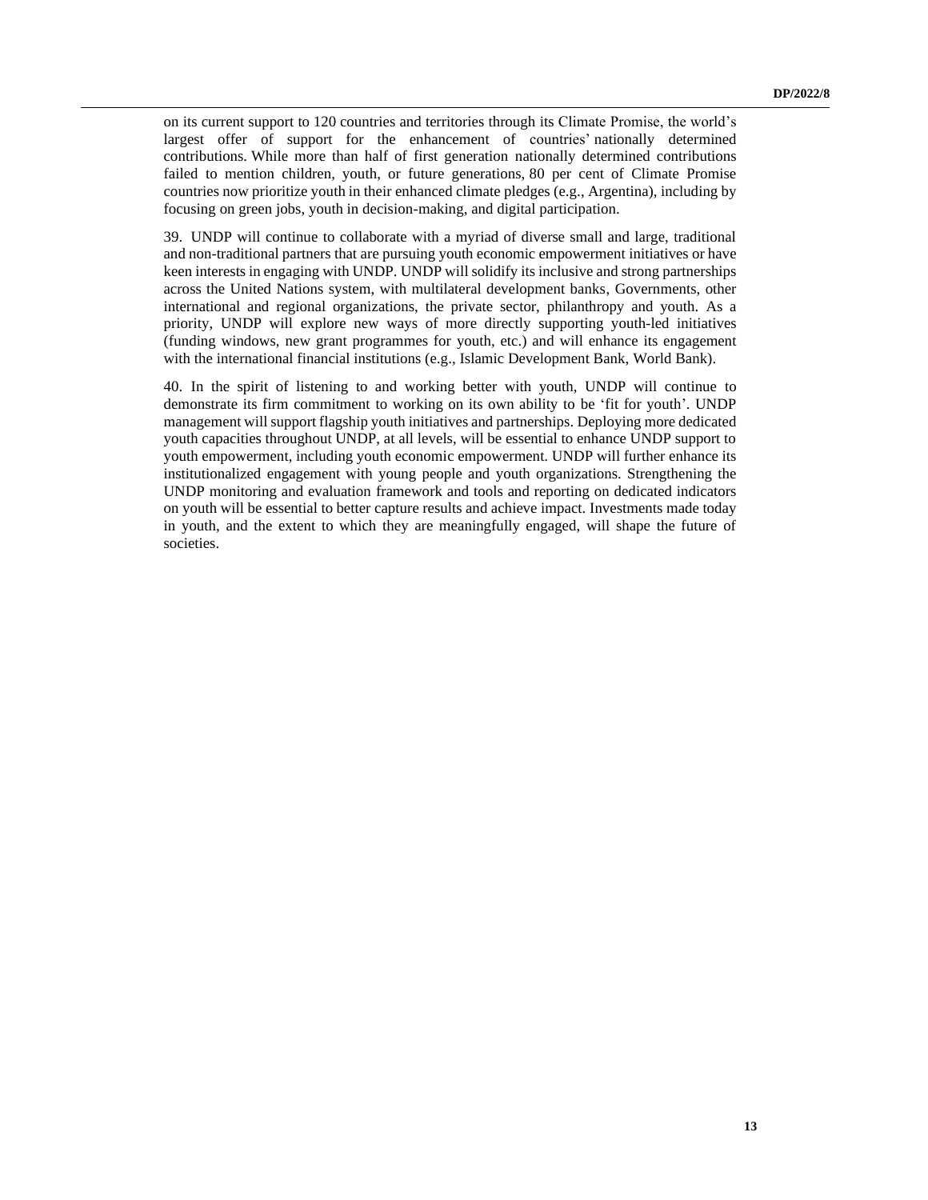on its current support to 120 countries and territories through its Climate Promise, the world's largest offer of support for the enhancement of countries' nationally determined contributions. While more than half of first generation nationally determined contributions failed to mention children, youth, or future generations, 80 per cent of Climate Promise countries now prioritize youth in their enhanced climate pledges (e.g., Argentina), including by focusing on green jobs, youth in decision-making, and digital participation.

39. UNDP will continue to collaborate with a myriad of diverse small and large, traditional and non-traditional partners that are pursuing youth economic empowerment initiatives or have keen interests in engaging with UNDP. UNDP will solidify its inclusive and strong partnerships across the United Nations system, with multilateral development banks, Governments, other international and regional organizations, the private sector, philanthropy and youth. As a priority, UNDP will explore new ways of more directly supporting youth-led initiatives (funding windows, new grant programmes for youth, etc.) and will enhance its engagement with the international financial institutions (e.g., Islamic Development Bank, World Bank).

40. In the spirit of listening to and working better with youth, UNDP will continue to demonstrate its firm commitment to working on its own ability to be 'fit for youth'. UNDP management will support flagship youth initiatives and partnerships. Deploying more dedicated youth capacities throughout UNDP, at all levels, will be essential to enhance UNDP support to youth empowerment, including youth economic empowerment. UNDP will further enhance its institutionalized engagement with young people and youth organizations. Strengthening the UNDP monitoring and evaluation framework and tools and reporting on dedicated indicators on youth will be essential to better capture results and achieve impact. Investments made today in youth, and the extent to which they are meaningfully engaged, will shape the future of societies.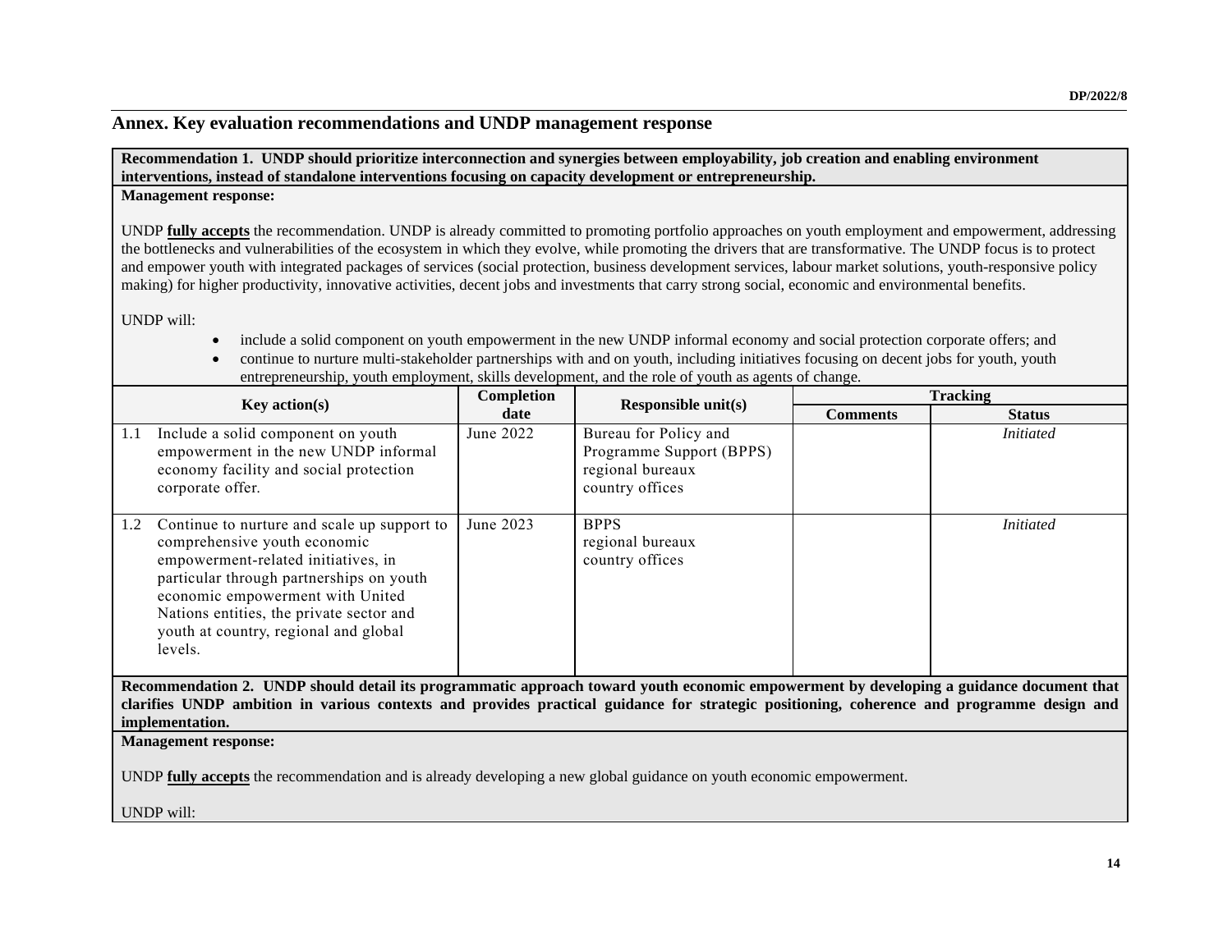## Annex. Key evaluation recommendations and UNDP management response

**Recommendation 1. UNDP should prioritize interconnection and synergies between employability, job creation and enabling environment interventions, instead of standalone interventions focusing on capacity development or entrepreneurship.**

**Management response:**

UNDP **fully accepts** the recommendation. UNDP is already committed to promoting portfolio approaches on youth employment and empowerment, addressing the bottlenecks and vulnerabilities of the ecosystem in which they evolve, while promoting the drivers that are transformative. The UNDP focus is to protect and empower youth with integrated packages of services (social protection, business development services, labour market solutions, youth-responsive policy making) for higher productivity, innovative activities, decent jobs and investments that carry strong social, economic and environmental benefits.

UNDP will:

- include a solid component on youth empowerment in the new UNDP informal economy and social protection corporate offers; and
- continue to nurture multi-stakeholder partnerships with and on youth, including initiatives focusing on decent jobs for youth, youth entrepreneurship, youth employment, skills development, and the role of youth as agents of change.

| Key action(s) | Completion date | Responsible unit(s) | Tracking | |
|---|---|---|---|---|
| | | | **Comments** | **Status** |
| 1.1 Include a solid component on youth empowerment in the new UNDP informal economy facility and social protection corporate offer. | June 2022 | Bureau for Policy and Programme Support (BPPS)<br>regional bureaux<br>country offices | | *Initiated* |
| 1.2 Continue to nurture and scale up support to comprehensive youth economic empowerment-related initiatives, in particular through partnerships on youth economic empowerment with United Nations entities, the private sector and youth at country, regional and global levels. | June 2023 | BPPS<br>regional bureaux<br>country offices | | *Initiated* |

**Recommendation 2. UNDP should detail its programmatic approach toward youth economic empowerment by developing a guidance document that clarifies UNDP ambition in various contexts and provides practical guidance for strategic positioning, coherence and programme design and implementation.**

**Management response:**

UNDP **fully accepts** the recommendation and is already developing a new global guidance on youth economic empowerment.

UNDP will: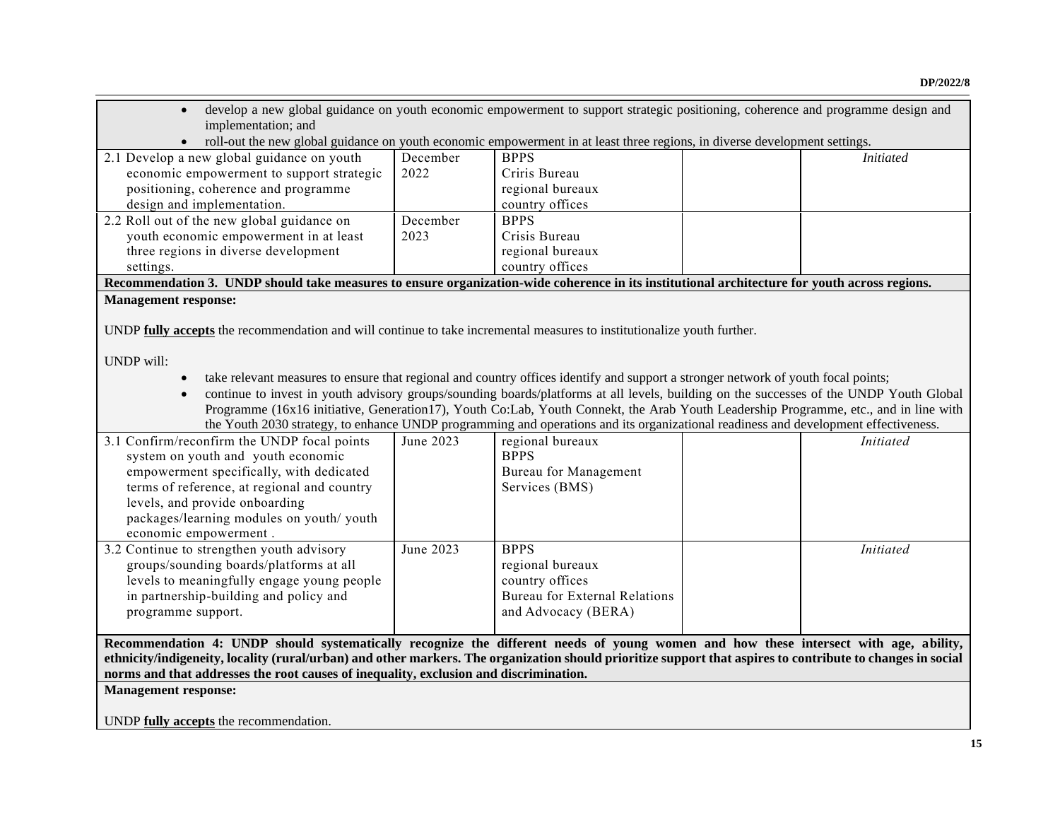| | | | | |
|---|---|---|---|---|
| • develop a new global guidance on youth economic empowerment to support strategic positioning, coherence and programme design and implementation; and<br>• roll-out the new global guidance on youth economic empowerment in at least three regions, in diverse development settings. | | | | |
| 2.1 Develop a new global guidance on youth economic empowerment to support strategic positioning, coherence and programme design and implementation. | December 2022 | BPPS<br>Criris Bureau<br>regional bureaux<br>country offices | | *Initiated* |
| 2.2 Roll out of the new global guidance on youth economic empowerment in at least three regions in diverse development settings. | December 2023 | BPPS<br>Crisis Bureau<br>regional bureaux<br>country offices | | |
| **Recommendation 3. UNDP should take measures to ensure organization-wide coherence in its institutional architecture for youth across regions.** | | | | |
| **Management response:**<br><br>UNDP **fully accepts** the recommendation and will continue to take incremental measures to institutionalize youth further.<br><br>UNDP will:<br>• take relevant measures to ensure that regional and country offices identify and support a stronger network of youth focal points;<br>• continue to invest in youth advisory groups/sounding boards/platforms at all levels, building on the successes of the UNDP Youth Global Programme (16x16 initiative, Generation17), Youth Co:Lab, Youth Connekt, the Arab Youth Leadership Programme, etc., and in line with the Youth 2030 strategy, to enhance UNDP programming and operations and its organizational readiness and development effectiveness. | | | | |
| 3.1 Confirm/reconfirm the UNDP focal points system on youth and youth economic empowerment specifically, with dedicated terms of reference, at regional and country levels, and provide onboarding packages/learning modules on youth/ youth economic empowerment . | June 2023 | regional bureaux<br>BPPS<br>Bureau for Management Services (BMS) | | *Initiated* |
| 3.2 Continue to strengthen youth advisory groups/sounding boards/platforms at all levels to meaningfully engage young people in partnership-building and policy and programme support. | June 2023 | BPPS<br>regional bureaux<br>country offices<br>Bureau for External Relations and Advocacy (BERA) | | *Initiated* |
| **Recommendation 4: UNDP should systematically recognize the different needs of young women and how these intersect with age, ability, ethnicity/indigeneity, locality (rural/urban) and other markers. The organization should prioritize support that aspires to contribute to changes in social norms and that addresses the root causes of inequality, exclusion and discrimination.** | | | | |
| **Management response:**<br><br>UNDP **fully accepts** the recommendation. | | | | |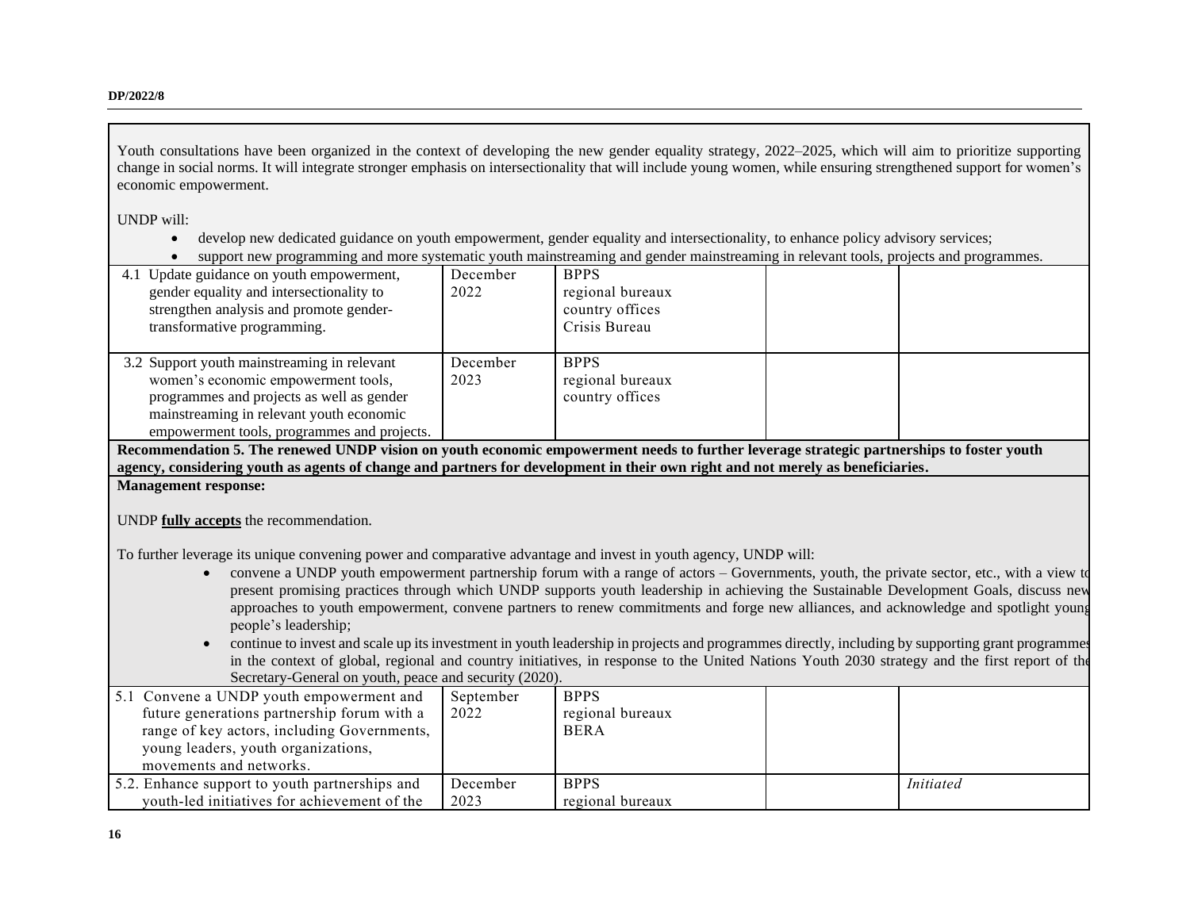| | | | | |
|---|---|---|---|---|
| Youth consultations have been organized in the context of developing the new gender equality strategy, 2022–2025, which will aim to prioritize supporting change in social norms. It will integrate stronger emphasis on intersectionality that will include young women, while ensuring strengthened support for women's economic empowerment.<br><br>UNDP will:<br>• develop new dedicated guidance on youth empowerment, gender equality and intersectionality, to enhance policy advisory services;<br>• support new programming and more systematic youth mainstreaming and gender mainstreaming in relevant tools, projects and programmes. | | | | |
| 4.1 Update guidance on youth empowerment, gender equality and intersectionality to strengthen analysis and promote gender-transformative programming. | December 2022 | BPPS<br>regional bureaux<br>country offices<br>Crisis Bureau | | |
| 3.2 Support youth mainstreaming in relevant women's economic empowerment tools, programmes and projects as well as gender mainstreaming in relevant youth economic empowerment tools, programmes and projects. | December 2023 | BPPS<br>regional bureaux<br>country offices | | |
| **Recommendation 5. The renewed UNDP vision on youth economic empowerment needs to further leverage strategic partnerships to foster youth agency, considering youth as agents of change and partners for development in their own right and not merely as beneficiaries.** | | | | |
| **Management response:**<br><br>UNDP **fully accepts** the recommendation.<br><br>To further leverage its unique convening power and comparative advantage and invest in youth agency, UNDP will:<br>• convene a UNDP youth empowerment partnership forum with a range of actors – Governments, youth, the private sector, etc., with a view to present promising practices through which UNDP supports youth leadership in achieving the Sustainable Development Goals, discuss new approaches to youth empowerment, convene partners to renew commitments and forge new alliances, and acknowledge and spotlight young people's leadership;<br>• continue to invest and scale up its investment in youth leadership in projects and programmes directly, including by supporting grant programmes in the context of global, regional and country initiatives, in response to the United Nations Youth 2030 strategy and the first report of the Secretary-General on youth, peace and security (2020). | | | | |
| 5.1 Convene a UNDP youth empowerment and future generations partnership forum with a range of key actors, including Governments, young leaders, youth organizations, movements and networks. | September 2022 | BPPS<br>regional bureaux<br>BERA | | |
| 5.2. Enhance support to youth partnerships and youth-led initiatives for achievement of the | December 2023 | BPPS<br>regional bureaux | | *Initiated* |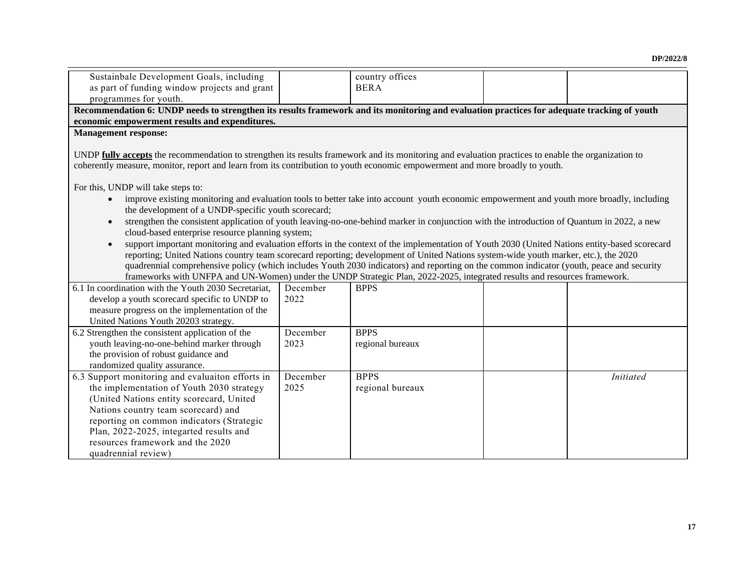| | | | | |
|---|---|---|---|---|
| Sustainbale Development Goals, including as part of funding window projects and grant programmes for youth. | | country offices<br>BERA | | |
| **Recommendation 6: UNDP needs to strengthen its results framework and its monitoring and evaluation practices for adequate tracking of youth economic empowerment results and expenditures.** | | | | |
| **Management response:**<br><br>UNDP **fully accepts** the recommendation to strengthen its results framework and its monitoring and evaluation practices to enable the organization to coherently measure, monitor, report and learn from its contribution to youth economic empowerment and more broadly to youth.<br><br>For this, UNDP will take steps to:<br>• improve existing monitoring and evaluation tools to better take into account youth economic empowerment and youth more broadly, including the development of a UNDP-specific youth scorecard;<br>• strengthen the consistent application of youth leaving-no-one-behind marker in conjunction with the introduction of Quantum in 2022, a new cloud-based enterprise resource planning system;<br>• support important monitoring and evaluation efforts in the context of the implementation of Youth 2030 (United Nations entity-based scorecard reporting; United Nations country team scorecard reporting; development of United Nations system-wide youth marker, etc.), the 2020 quadrennial comprehensive policy (which includes Youth 2030 indicators) and reporting on the common indicator (youth, peace and security frameworks with UNFPA and UN-Women) under the UNDP Strategic Plan, 2022-2025, integrated results and resources framework. | | | | |
| 6.1 In coordination with the Youth 2030 Secretariat, develop a youth scorecard specific to UNDP to measure progress on the implementation of the United Nations Youth 20203 strategy. | December 2022 | BPPS | | |
| 6.2 Strengthen the consistent application of the youth leaving-no-one-behind marker through the provision of robust guidance and randomized quality assurance. | December 2023 | BPPS<br>regional bureaux | | |
| 6.3 Support monitoring and evaluaiton efforts in the implementation of Youth 2030 strategy (United Nations entity scorecard, United Nations country team scorecard) and reporting on common indicators (Strategic Plan, 2022-2025, integarted results and resources framework and the 2020 quadrennial review) | December 2025 | BPPS<br>regional bureaux | | *Initiated* |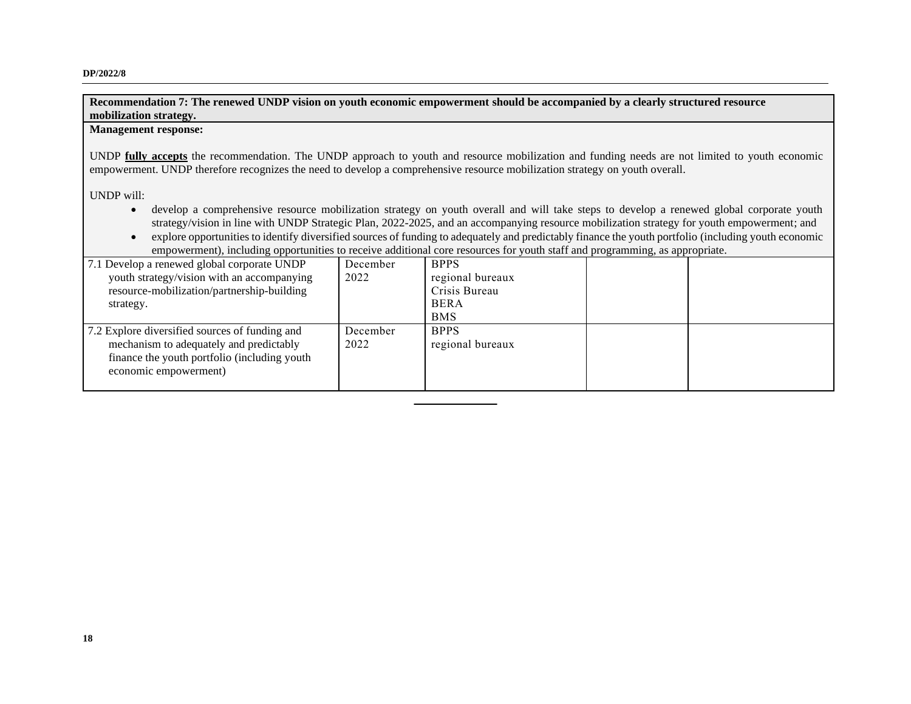**Recommendation 7: The renewed UNDP vision on youth economic empowerment should be accompanied by a clearly structured resource mobilization strategy.**

**Management response:**

UNDP **fully accepts** the recommendation. The UNDP approach to youth and resource mobilization and funding needs are not limited to youth economic empowerment. UNDP therefore recognizes the need to develop a comprehensive resource mobilization strategy on youth overall.

UNDP will:

- develop a comprehensive resource mobilization strategy on youth overall and will take steps to develop a renewed global corporate youth strategy/vision in line with UNDP Strategic Plan, 2022-2025, and an accompanying resource mobilization strategy for youth empowerment; and
- explore opportunities to identify diversified sources of funding to adequately and predictably finance the youth portfolio (including youth economic empowerment), including opportunities to receive additional core resources for youth staff and programming, as appropriate.

| | | | | |
|---|---|---|---|---|
| 7.1 Develop a renewed global corporate UNDP youth strategy/vision with an accompanying resource-mobilization/partnership-building strategy. | December 2022 | BPPS<br>regional bureaux<br>Crisis Bureau<br>BERA<br>BMS | | |
| 7.2 Explore diversified sources of funding and mechanism to adequately and predictably finance the youth portfolio (including youth economic empowerment) | December 2022 | BPPS<br>regional bureaux | | |